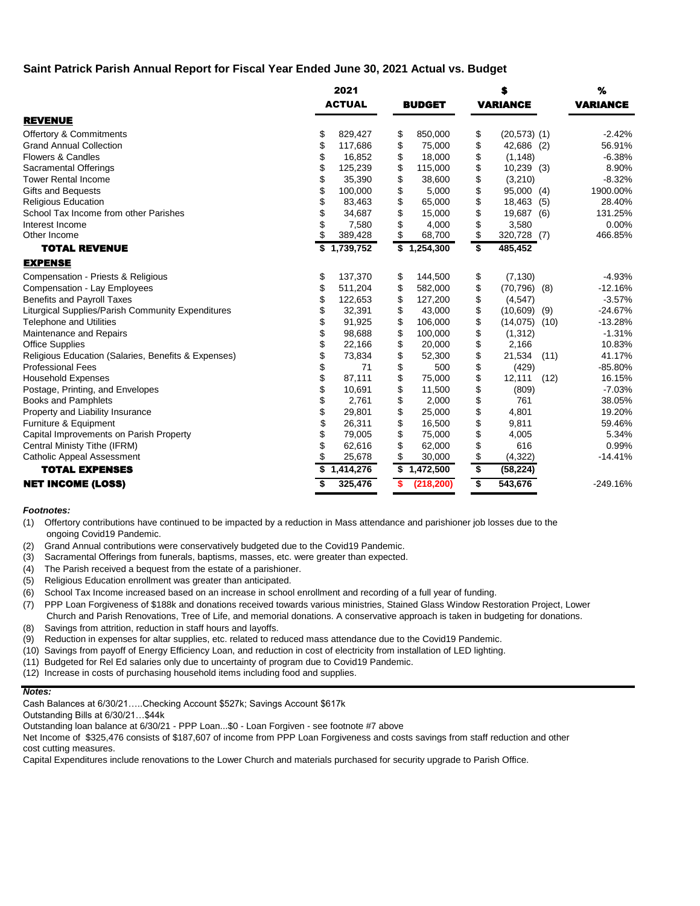## Saint Patrick Parish Annual Report for Fiscal Year Ended June 30, 2021 Actual vs. Budget

| | 2021 ACTUAL | BUDGET | $ VARIANCE | | % VARIANCE |
|---|---|---|---|---|---|
| **REVENUE** | | | | | |
| Offertory & Commitments | $ 829,427 | $ 850,000 | $ (20,573) | (1) | -2.42% |
| Grand Annual Collection | $ 117,686 | $ 75,000 | $ 42,686 | (2) | 56.91% |
| Flowers & Candles | $ 16,852 | $ 18,000 | $ (1,148) | | -6.38% |
| Sacramental Offerings | $ 125,239 | $ 115,000 | $ 10,239 | (3) | 8.90% |
| Tower Rental Income | $ 35,390 | $ 38,600 | $ (3,210) | | -8.32% |
| Gifts and Bequests | $ 100,000 | $ 5,000 | $ 95,000 | (4) | 1900.00% |
| Religious Education | $ 83,463 | $ 65,000 | $ 18,463 | (5) | 28.40% |
| School Tax Income from other Parishes | $ 34,687 | $ 15,000 | $ 19,687 | (6) | 131.25% |
| Interest Income | $ 7,580 | $ 4,000 | $ 3,580 | | 0.00% |
| Other Income | $ 389,428 | $ 68,700 | $ 320,728 | (7) | 466.85% |
| **TOTAL REVENUE** | **$ 1,739,752** | **$ 1,254,300** | **$ 485,452** | | |
| **EXPENSE** | | | | | |
| Compensation - Priests & Religious | $ 137,370 | $ 144,500 | $ (7,130) | | -4.93% |
| Compensation - Lay Employees | $ 511,204 | $ 582,000 | $ (70,796) | (8) | -12.16% |
| Benefits and Payroll Taxes | $ 122,653 | $ 127,200 | $ (4,547) | | -3.57% |
| Liturgical Supplies/Parish Community Expenditures | $ 32,391 | $ 43,000 | $ (10,609) | (9) | -24.67% |
| Telephone and Utilities | $ 91,925 | $ 106,000 | $ (14,075) | (10) | -13.28% |
| Maintenance and Repairs | $ 98,688 | $ 100,000 | $ (1,312) | | -1.31% |
| Office Supplies | $ 22,166 | $ 20,000 | $ 2,166 | | 10.83% |
| Religious Education (Salaries, Benefits & Expenses) | $ 73,834 | $ 52,300 | $ 21,534 | (11) | 41.17% |
| Professional Fees | $ 71 | $ 500 | $ (429) | | -85.80% |
| Household Expenses | $ 87,111 | $ 75,000 | $ 12,111 | (12) | 16.15% |
| Postage, Printing, and Envelopes | $ 10,691 | $ 11,500 | $ (809) | | -7.03% |
| Books and Pamphlets | $ 2,761 | $ 2,000 | $ 761 | | 38.05% |
| Property and Liability Insurance | $ 29,801 | $ 25,000 | $ 4,801 | | 19.20% |
| Furniture & Equipment | $ 26,311 | $ 16,500 | $ 9,811 | | 59.46% |
| Capital Improvements on Parish Property | $ 79,005 | $ 75,000 | $ 4,005 | | 5.34% |
| Central Ministy Tithe (IFRM) | $ 62,616 | $ 62,000 | $ 616 | | 0.99% |
| Catholic Appeal Assessment | $ 25,678 | $ 30,000 | $ (4,322) | | -14.41% |
| **TOTAL EXPENSES** | **$ 1,414,276** | **$ 1,472,500** | **$ (58,224)** | | |
| **NET INCOME (LOSS)** | **$ 325,476** | **$ (218,200)** | **$ 543,676** | | -249.16% |

***Footnotes:***

(1) Offertory contributions have continued to be impacted by a reduction in Mass attendance and parishioner job losses due to the ongoing Covid19 Pandemic.
(2) Grand Annual contributions were conservatively budgeted due to the Covid19 Pandemic.
(3) Sacramental Offerings from funerals, baptisms, masses, etc. were greater than expected.
(4) The Parish received a bequest from the estate of a parishioner.
(5) Religious Education enrollment was greater than anticipated.
(6) School Tax Income increased based on an increase in school enrollment and recording of a full year of funding.
(7) PPP Loan Forgiveness of $188k and donations received towards various ministries, Stained Glass Window Restoration Project, Lower Church and Parish Renovations, Tree of Life, and memorial donations. A conservative approach is taken in budgeting for donations.
(8) Savings from attrition, reduction in staff hours and layoffs.
(9) Reduction in expenses for altar supplies, etc. related to reduced mass attendance due to the Covid19 Pandemic.
(10) Savings from payoff of Energy Efficiency Loan, and reduction in cost of electricity from installation of LED lighting.
(11) Budgeted for Rel Ed salaries only due to uncertainty of program due to Covid19 Pandemic.
(12) Increase in costs of purchasing household items including food and supplies.

***Notes:***

Cash Balances at 6/30/21…..Checking Account $527k; Savings Account $617k

Outstanding Bills at 6/30/21…$44k

Outstanding loan balance at 6/30/21 - PPP Loan...$0 - Loan Forgiven - see footnote #7 above

Net Income of $325,476 consists of $187,607 of income from PPP Loan Forgiveness and costs savings from staff reduction and other cost cutting measures.

Capital Expenditures include renovations to the Lower Church and materials purchased for security upgrade to Parish Office.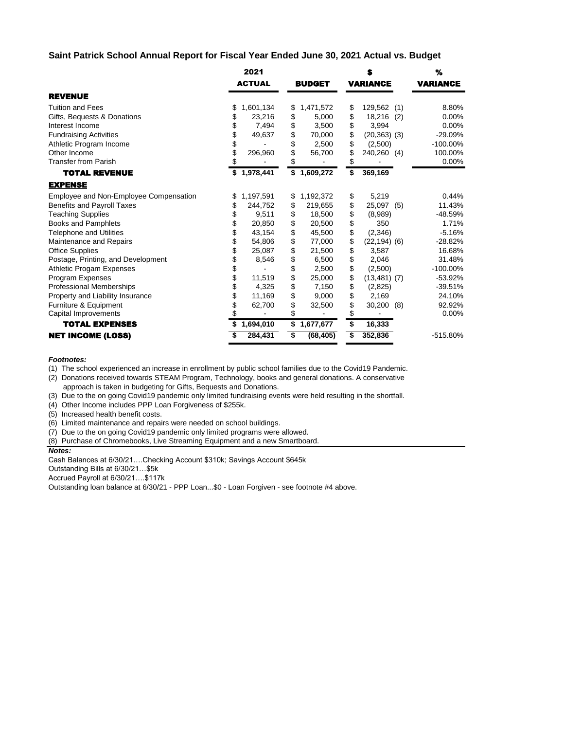## Saint Patrick School Annual Report for Fiscal Year Ended June 30, 2021 Actual vs. Budget

| | 2021 ACTUAL | BUDGET | $ VARIANCE | % VARIANCE |
|---|---|---|---|---|
| **REVENUE** | | | | |
| Tuition and Fees | $ 1,601,134 | $ 1,471,572 | $ 129,562 (1) | 8.80% |
| Gifts, Bequests & Donations | $ 23,216 | $ 5,000 | $ 18,216 (2) | 0.00% |
| Interest Income | $ 7,494 | $ 3,500 | $ 3,994 | 0.00% |
| Fundraising Activities | $ 49,637 | $ 70,000 | $ (20,363) (3) | -29.09% |
| Athletic Program Income | $ - | $ 2,500 | $ (2,500) | -100.00% |
| Other Income | $ 296,960 | $ 56,700 | $ 240,260 (4) | 100.00% |
| Transfer from Parish | $ - | $ - | $ - | 0.00% |
| **TOTAL REVENUE** | **$ 1,978,441** | **$ 1,609,272** | **$ 369,169** | |
| **EXPENSE** | | | | |
| Employee and Non-Employee Compensation | $ 1,197,591 | $ 1,192,372 | $ 5,219 | 0.44% |
| Benefits and Payroll Taxes | $ 244,752 | $ 219,655 | $ 25,097 (5) | 11.43% |
| Teaching Supplies | $ 9,511 | $ 18,500 | $ (8,989) | -48.59% |
| Books and Pamphlets | $ 20,850 | $ 20,500 | $ 350 | 1.71% |
| Telephone and Utilities | $ 43,154 | $ 45,500 | $ (2,346) | -5.16% |
| Maintenance and Repairs | $ 54,806 | $ 77,000 | $ (22,194) (6) | -28.82% |
| Office Supplies | $ 25,087 | $ 21,500 | $ 3,587 | 16.68% |
| Postage, Printing, and Development | $ 8,546 | $ 6,500 | $ 2,046 | 31.48% |
| Athletic Progam Expenses | $ - | $ 2,500 | $ (2,500) | -100.00% |
| Program Expenses | $ 11,519 | $ 25,000 | $ (13,481) (7) | -53.92% |
| Professional Memberships | $ 4,325 | $ 7,150 | $ (2,825) | -39.51% |
| Property and Liability Insurance | $ 11,169 | $ 9,000 | $ 2,169 | 24.10% |
| Furniture & Equipment | $ 62,700 | $ 32,500 | $ 30,200 (8) | 92.92% |
| Capital Improvements | $ - | $ - | $ - | 0.00% |
| **TOTAL EXPENSES** | **$ 1,694,010** | **$ 1,677,677** | **$ 16,333** | |
| **NET INCOME (LOSS)** | **$ 284,431** | **$ (68,405)** | **$ 352,836** | -515.80% |

***Footnotes:***

(1) The school experienced an increase in enrollment by public school families due to the Covid19 Pandemic.

(2) Donations received towards STEAM Program, Technology, books and general donations. A conservative approach is taken in budgeting for Gifts, Bequests and Donations.

(3) Due to the on going Covid19 pandemic only limited fundraising events were held resulting in the shortfall.

(4) Other Income includes PPP Loan Forgiveness of $255k.

(5) Increased health benefit costs.

(6) Limited maintenance and repairs were needed on school buildings.

(7) Due to the on going Covid19 pandemic only limited programs were allowed.

(8) Purchase of Chromebooks, Live Streaming Equipment and a new Smartboard.

***Notes:***

Cash Balances at 6/30/21….Checking Account $310k; Savings Account $645k

Outstanding Bills at 6/30/21…$5k

Accrued Payroll at 6/30/21….$117k

Outstanding loan balance at 6/30/21 - PPP Loan...$0 - Loan Forgiven - see footnote #4 above.